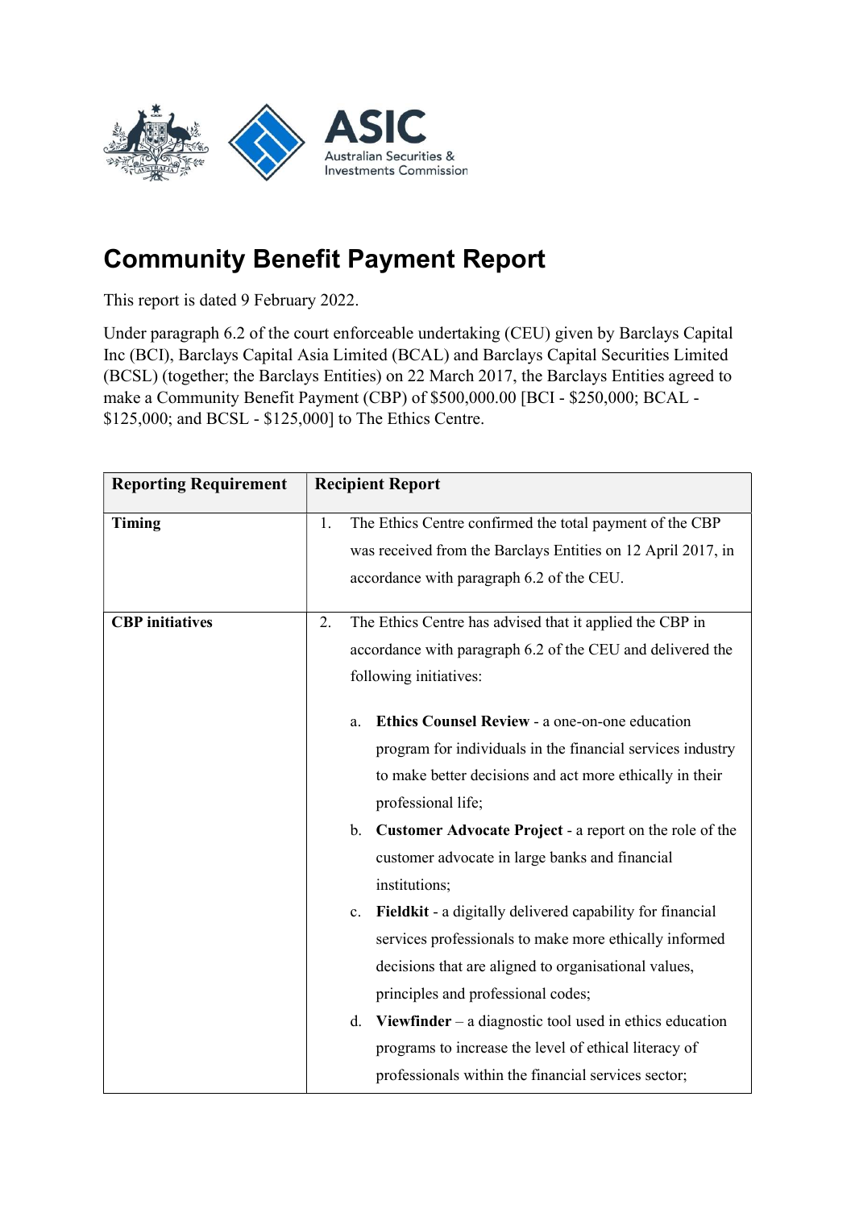# Community Benefit Payment Report

This report is dated 9 February 2022.

Under paragraph 6.2 of the court enforceable undertaking (CEU) given by Barclays Capital Inc (BCI), Barclays Capital Asia Limited (BCAL) and Barclays Capital Securities Limited (BCSL) (together; the Barclays Entities) on 22 March 2017, the Barclays Entities agreed to make a Community Benefit Payment (CBP) of $500,000.00 [BCI - $250,000; BCAL - $125,000; and BCSL - $125,000] to The Ethics Centre.

| Reporting Requirement | Recipient Report |
|---|---|
| **Timing** | 1. The Ethics Centre confirmed the total payment of the CBP was received from the Barclays Entities on 12 April 2017, in accordance with paragraph 6.2 of the CEU. |
| **CBP initiatives** | 2. The Ethics Centre has advised that it applied the CBP in accordance with paragraph 6.2 of the CEU and delivered the following initiatives:<br><br>a. **Ethics Counsel Review** - a one-on-one education program for individuals in the financial services industry to make better decisions and act more ethically in their professional life;<br>b. **Customer Advocate Project** - a report on the role of the customer advocate in large banks and financial institutions;<br>c. **Fieldkit** - a digitally delivered capability for financial services professionals to make more ethically informed decisions that are aligned to organisational values, principles and professional codes;<br>d. **Viewfinder** – a diagnostic tool used in ethics education programs to increase the level of ethical literacy of professionals within the financial services sector; |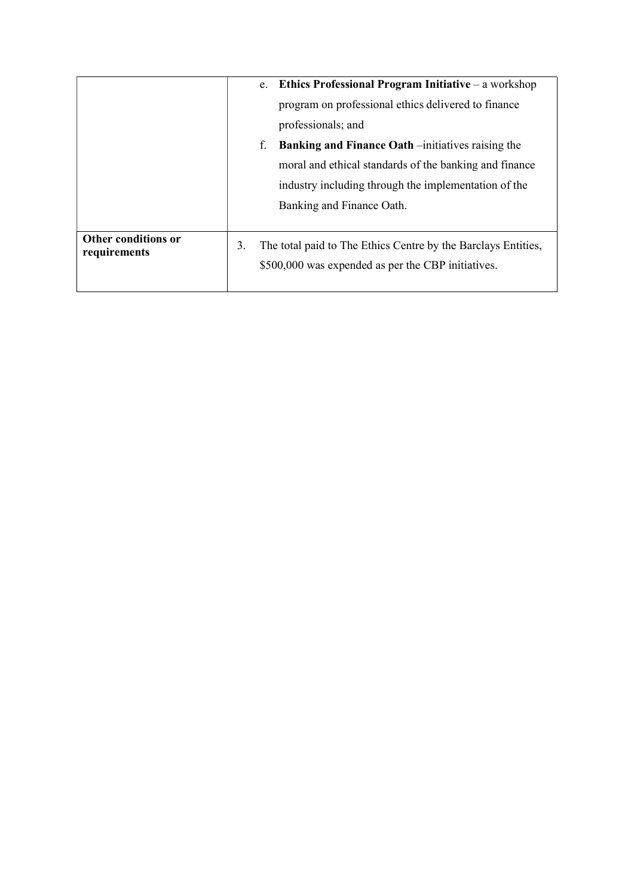| | |
|---|---|
| | e. **Ethics Professional Program Initiative** – a workshop program on professional ethics delivered to finance professionals; and<br>f. **Banking and Finance Oath** –initiatives raising the moral and ethical standards of the banking and finance industry including through the implementation of the Banking and Finance Oath. |
| **Other conditions or requirements** | 3. The total paid to The Ethics Centre by the Barclays Entities, $500,000 was expended as per the CBP initiatives. |